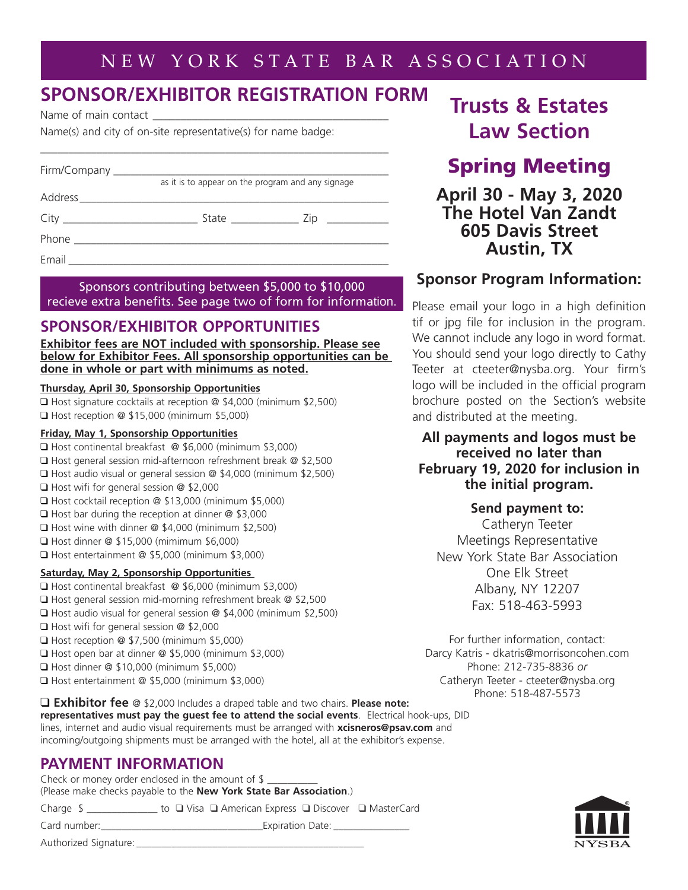# NEW YORK STATE BAR ASSOCIATION

## SPONSOR/EXHIBITOR REGISTRATION FORM

Name of main contact ___________________________________________

Name(s) and city of on-site representative(s) for name badge:

_______________________________________________________________

Firm/Company __________________________________________________
as it is to appear on the program and any signage

Address _______________________________________________________

City ________________________ State ____________ Zip ___________

Phone _________________________________________________________

Email _________________________________________________________

Sponsors contributing between $5,000 to $10,000 recieve extra benefits. See page two of form for information.

## SPONSOR/EXHIBITOR OPPORTUNITIES

**Exhibitor fees are NOT included with sponsorship. Please see below for Exhibitor Fees. All sponsorship opportunities can be done in whole or part with minimums as noted.**

**Thursday, April 30, Sponsorship Opportunities**

- ❑ Host signature cocktails at reception @ $4,000 (minimum $2,500)
- ❑ Host reception @ $15,000 (minimum $5,000)

**Friday, May 1, Sponsorship Opportunities**

- ❑ Host continental breakfast @ $6,000 (minimum $3,000)
- ❑ Host general session mid-afternoon refreshment break @ $2,500
- ❑ Host audio visual or general session @ $4,000 (minimum $2,500)
- ❑ Host wifi for general session @ $2,000
- ❑ Host cocktail reception @ $13,000 (minimum $5,000)
- ❑ Host bar during the reception at dinner @ $3,000
- ❑ Host wine with dinner @ $4,000 (minimum $2,500)
- ❑ Host dinner @ $15,000 (mimimum $6,000)
- ❑ Host entertainment @ $5,000 (minimum $3,000)

**Saturday, May 2, Sponsorship Opportunities**

- ❑ Host continental breakfast @ $6,000 (minimum $3,000)
- ❑ Host general session mid-morning refreshment break @ $2,500
- ❑ Host audio visual for general session @ $4,000 (minimum $2,500)
- ❑ Host wifi for general session @ $2,000
- ❑ Host reception @ $7,500 (minimum $5,000)
- ❑ Host open bar at dinner @ $5,000 (minimum $3,000)
- ❑ Host dinner @ $10,000 (minimum $5,000)
- ❑ Host entertainment @ $5,000 (minimum $3,000)

❑ **Exhibitor fee** @ $2,000 Includes a draped table and two chairs. **Please note: representatives must pay the guest fee to attend the social events**. Electrical hook-ups, DID lines, internet and audio visual requirements must be arranged with **xcisneros@psav.com** and incoming/outgoing shipments must be arranged with the hotel, all at the exhibitor's expense.

## PAYMENT INFORMATION

Check or money order enclosed in the amount of $ __________
(Please make checks payable to the **New York State Bar Association**.)

Charge $ ______________ to ❑ Visa ❑ American Express ❑ Discover ❑ MasterCard

Card number: ______________________________ Expiration Date: _______________

Authorized Signature: _____________________________________________

# Trusts & Estates Law Section

# Spring Meeting

**April 30 - May 3, 2020**
**The Hotel Van Zandt**
**605 Davis Street**
**Austin, TX**

## Sponsor Program Information:

Please email your logo in a high definition tif or jpg file for inclusion in the program. We cannot include any logo in word format. You should send your logo directly to Cathy Teeter at cteeter@nysba.org. Your firm's logo will be included in the official program brochure posted on the Section's website and distributed at the meeting.

**All payments and logos must be received no later than February 19, 2020 for inclusion in the initial program.**

**Send payment to:**

Catheryn Teeter
Meetings Representative
New York State Bar Association
One Elk Street
Albany, NY 12207
Fax: 518-463-5993

For further information, contact:
Darcy Katris - dkatris@morrisoncohen.com
Phone: 212-735-8836 *or*
Catheryn Teeter - cteeter@nysba.org
Phone: 518-487-5573

NYSBA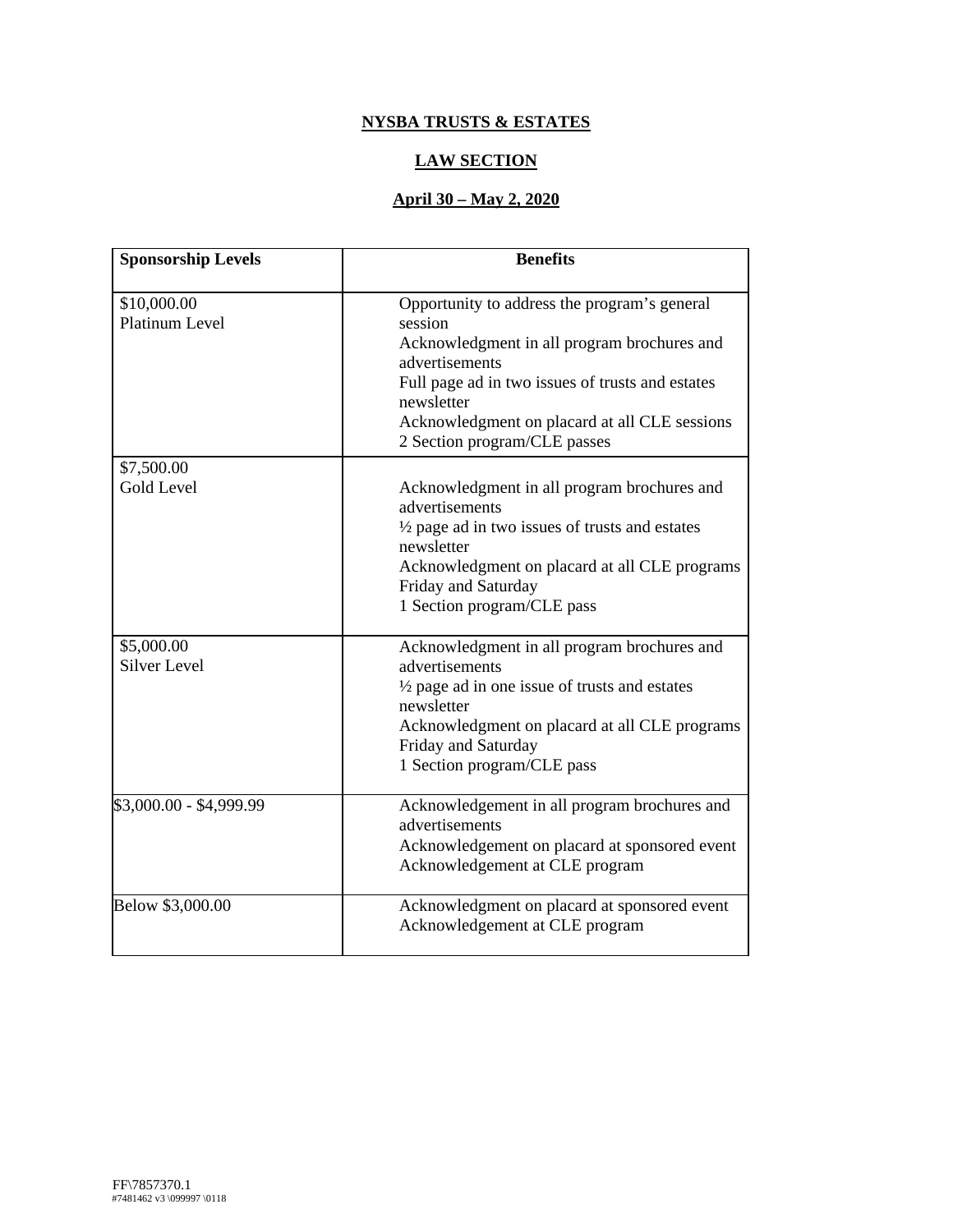**NYSBA TRUSTS & ESTATES**

**LAW SECTION**

**April 30 – May 2, 2020**

| Sponsorship Levels | Benefits |
|---|---|
| $10,000.00<br>Platinum Level | Opportunity to address the program's general session<br>Acknowledgment in all program brochures and advertisements<br>Full page ad in two issues of trusts and estates newsletter<br>Acknowledgment on placard at all CLE sessions<br>2 Section program/CLE passes |
| $7,500.00<br>Gold Level | Acknowledgment in all program brochures and advertisements<br>½ page ad in two issues of trusts and estates newsletter<br>Acknowledgment on placard at all CLE programs Friday and Saturday<br>1 Section program/CLE pass |
| $5,000.00<br>Silver Level | Acknowledgment in all program brochures and advertisements<br>½ page ad in one issue of trusts and estates newsletter<br>Acknowledgment on placard at all CLE programs Friday and Saturday<br>1 Section program/CLE pass |
| $3,000.00 - $4,999.99 | Acknowledgement in all program brochures and advertisements<br>Acknowledgement on placard at sponsored event<br>Acknowledgement at CLE program |
| Below $3,000.00 | Acknowledgment on placard at sponsored event<br>Acknowledgement at CLE program |

FF\7857370.1
#7481462 v3 \099997 \0118